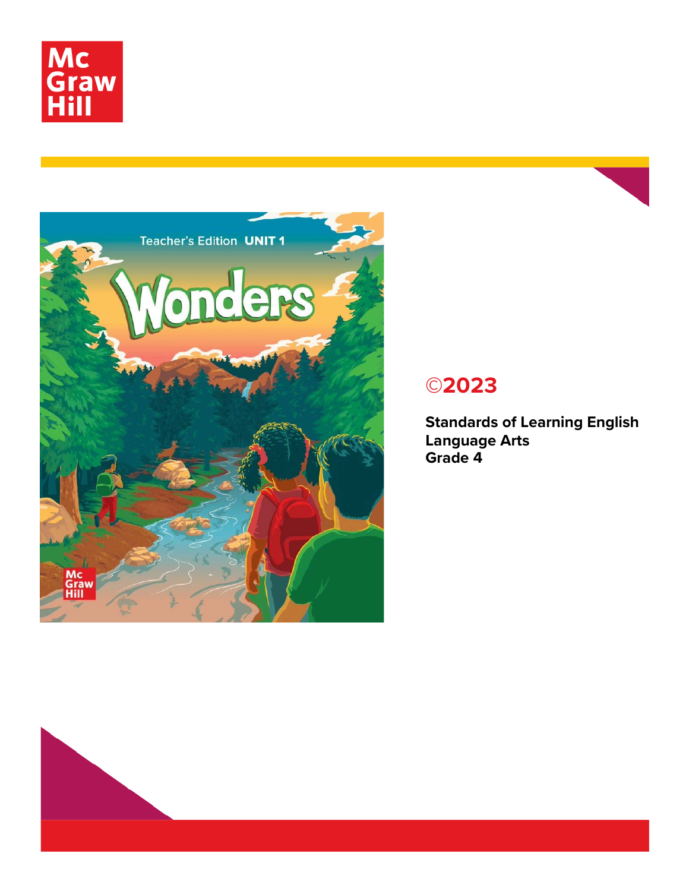McGraw Hill

Teacher's Edition UNIT 1

# Wonders

McGraw Hill

## ©2023

**Standards of Learning English Language Arts**
**Grade 4**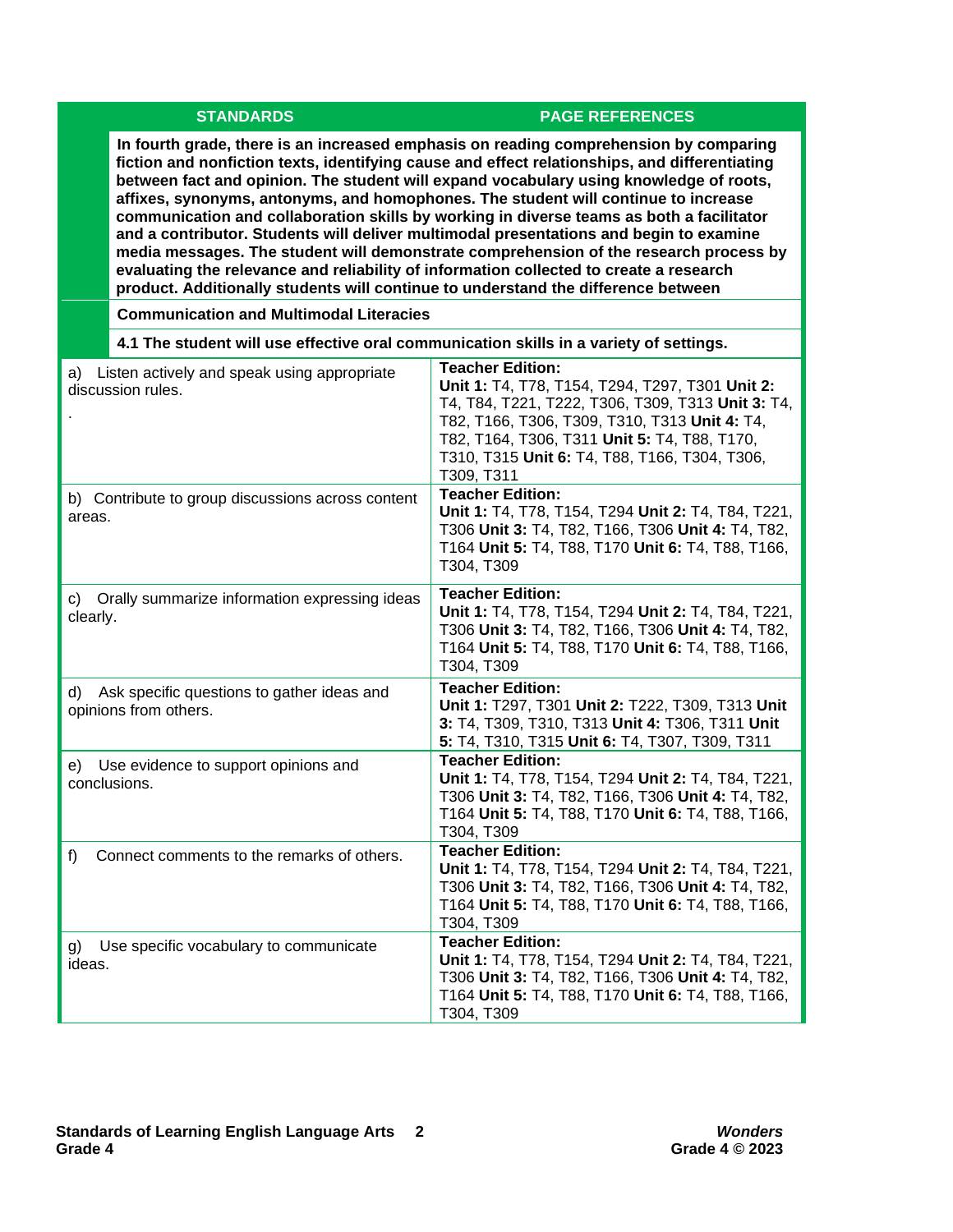| STANDARDS | PAGE REFERENCES |
|---|---|
| **In fourth grade, there is an increased emphasis on reading comprehension by comparing fiction and nonfiction texts, identifying cause and effect relationships, and differentiating between fact and opinion. The student will expand vocabulary using knowledge of roots, affixes, synonyms, antonyms, and homophones. The student will continue to increase communication and collaboration skills by working in diverse teams as both a facilitator and a contributor. Students will deliver multimodal presentations and begin to examine media messages. The student will demonstrate comprehension of the research process by evaluating the relevance and reliability of information collected to create a research product. Additionally students will continue to understand the difference between** | |
| **Communication and Multimodal Literacies** | |
| **4.1 The student will use effective oral communication skills in a variety of settings.** | |
| a) Listen actively and speak using appropriate discussion rules. . | **Teacher Edition:** **Unit 1:** T4, T78, T154, T294, T297, T301 **Unit 2:** T4, T84, T221, T222, T306, T309, T313 **Unit 3:** T4, T82, T166, T306, T309, T310, T313 **Unit 4:** T4, T82, T164, T306, T311 **Unit 5:** T4, T88, T170, T310, T315 **Unit 6:** T4, T88, T166, T304, T306, T309, T311 |
| b) Contribute to group discussions across content areas. | **Teacher Edition:** **Unit 1:** T4, T78, T154, T294 **Unit 2:** T4, T84, T221, T306 **Unit 3:** T4, T82, T166, T306 **Unit 4:** T4, T82, T164 **Unit 5:** T4, T88, T170 **Unit 6:** T4, T88, T166, T304, T309 |
| c) Orally summarize information expressing ideas clearly. | **Teacher Edition:** **Unit 1:** T4, T78, T154, T294 **Unit 2:** T4, T84, T221, T306 **Unit 3:** T4, T82, T166, T306 **Unit 4:** T4, T82, T164 **Unit 5:** T4, T88, T170 **Unit 6:** T4, T88, T166, T304, T309 |
| d) Ask specific questions to gather ideas and opinions from others. | **Teacher Edition:** **Unit 1:** T297, T301 **Unit 2:** T222, T309, T313 **Unit 3:** T4, T309, T310, T313 **Unit 4:** T306, T311 **Unit 5:** T4, T310, T315 **Unit 6:** T4, T307, T309, T311 |
| e) Use evidence to support opinions and conclusions. | **Teacher Edition:** **Unit 1:** T4, T78, T154, T294 **Unit 2:** T4, T84, T221, T306 **Unit 3:** T4, T82, T166, T306 **Unit 4:** T4, T82, T164 **Unit 5:** T4, T88, T170 **Unit 6:** T4, T88, T166, T304, T309 |
| f) Connect comments to the remarks of others. | **Teacher Edition:** **Unit 1:** T4, T78, T154, T294 **Unit 2:** T4, T84, T221, T306 **Unit 3:** T4, T82, T166, T306 **Unit 4:** T4, T82, T164 **Unit 5:** T4, T88, T170 **Unit 6:** T4, T88, T166, T304, T309 |
| g) Use specific vocabulary to communicate ideas. | **Teacher Edition:** **Unit 1:** T4, T78, T154, T294 **Unit 2:** T4, T84, T221, T306 **Unit 3:** T4, T82, T166, T306 **Unit 4:** T4, T82, T164 **Unit 5:** T4, T88, T170 **Unit 6:** T4, T88, T166, T304, T309 |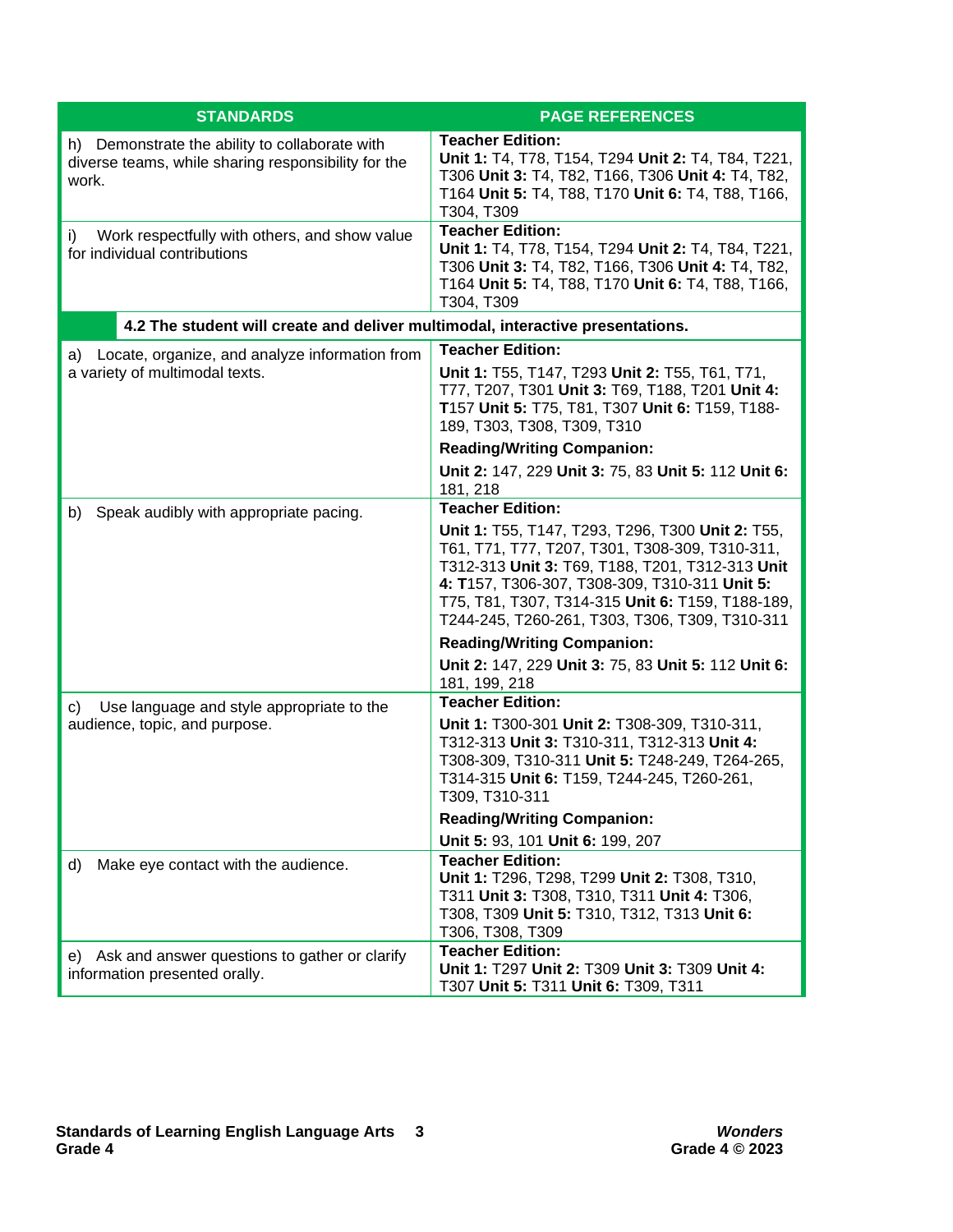| STANDARDS | PAGE REFERENCES |
|---|---|
| h) Demonstrate the ability to collaborate with diverse teams, while sharing responsibility for the work. | **Teacher Edition:**<br>**Unit 1:** T4, T78, T154, T294 **Unit 2:** T4, T84, T221, T306 **Unit 3:** T4, T82, T166, T306 **Unit 4:** T4, T82, T164 **Unit 5:** T4, T88, T170 **Unit 6:** T4, T88, T166, T304, T309 |
| i) Work respectfully with others, and show value for individual contributions | **Teacher Edition:**<br>**Unit 1:** T4, T78, T154, T294 **Unit 2:** T4, T84, T221, T306 **Unit 3:** T4, T82, T166, T306 **Unit 4:** T4, T82, T164 **Unit 5:** T4, T88, T170 **Unit 6:** T4, T88, T166, T304, T309 |
| **4.2 The student will create and deliver multimodal, interactive presentations.** | |
| a) Locate, organize, and analyze information from a variety of multimodal texts. | **Teacher Edition:**<br>**Unit 1:** T55, T147, T293 **Unit 2:** T55, T61, T71, T77, T207, T301 **Unit 3:** T69, T188, T201 **Unit 4:** **T**157 **Unit 5:** T75, T81, T307 **Unit 6:** T159, T188-189, T303, T308, T309, T310<br>**Reading/Writing Companion:**<br>**Unit 2:** 147, 229 **Unit 3:** 75, 83 **Unit 5:** 112 **Unit 6:** 181, 218 |
| b) Speak audibly with appropriate pacing. | **Teacher Edition:**<br>**Unit 1:** T55, T147, T293, T296, T300 **Unit 2:** T55, T61, T71, T77, T207, T301, T308-309, T310-311, T312-313 **Unit 3:** T69, T188, T201, T312-313 **Unit 4:** **T**157, T306-307, T308-309, T310-311 **Unit 5:** T75, T81, T307, T314-315 **Unit 6:** T159, T188-189, T244-245, T260-261, T303, T306, T309, T310-311<br>**Reading/Writing Companion:**<br>**Unit 2:** 147, 229 **Unit 3:** 75, 83 **Unit 5:** 112 **Unit 6:** 181, 199, 218 |
| c) Use language and style appropriate to the audience, topic, and purpose. | **Teacher Edition:**<br>**Unit 1:** T300-301 **Unit 2:** T308-309, T310-311, T312-313 **Unit 3:** T310-311, T312-313 **Unit 4:** T308-309, T310-311 **Unit 5:** T248-249, T264-265, T314-315 **Unit 6:** T159, T244-245, T260-261, T309, T310-311<br>**Reading/Writing Companion:**<br>**Unit 5:** 93, 101 **Unit 6:** 199, 207 |
| d) Make eye contact with the audience. | **Teacher Edition:**<br>**Unit 1:** T296, T298, T299 **Unit 2:** T308, T310, T311 **Unit 3:** T308, T310, T311 **Unit 4:** T306, T308, T309 **Unit 5:** T310, T312, T313 **Unit 6:** T306, T308, T309 |
| e) Ask and answer questions to gather or clarify information presented orally. | **Teacher Edition:**<br>**Unit 1:** T297 **Unit 2:** T309 **Unit 3:** T309 **Unit 4:** T307 **Unit 5:** T311 **Unit 6:** T309, T311 |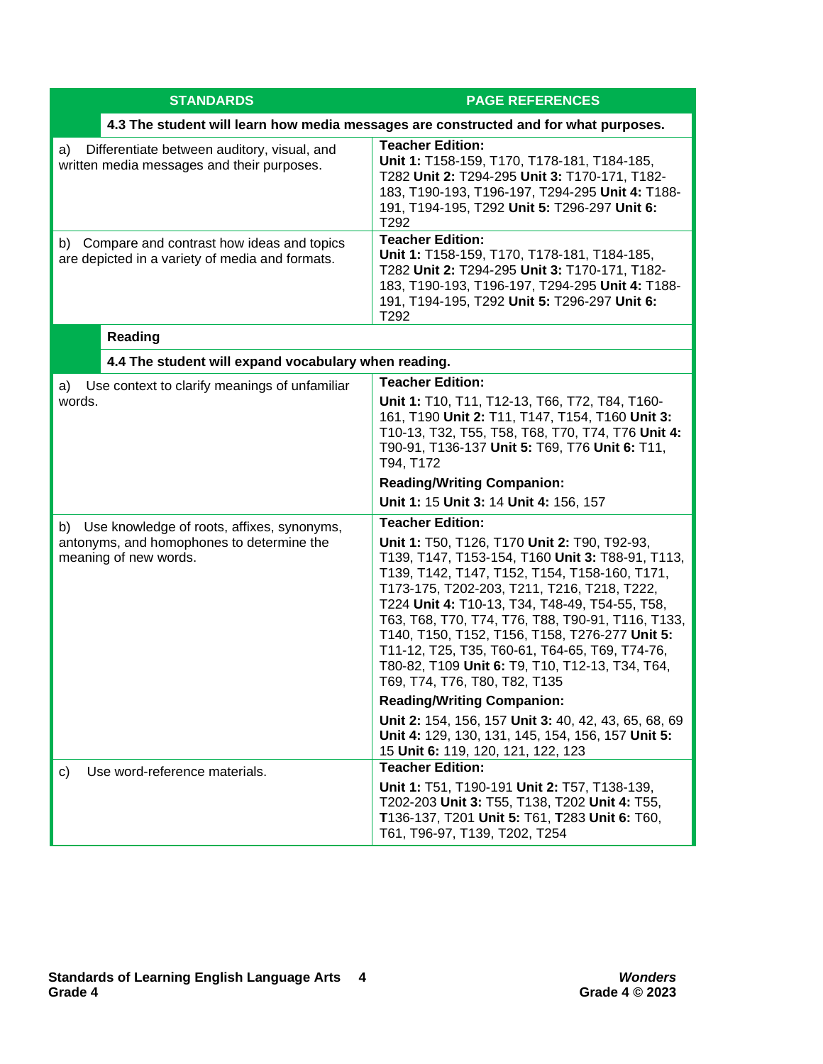| STANDARDS | PAGE REFERENCES |
|---|---|
| **4.3 The student will learn how media messages are constructed and for what purposes.** | |
| a) Differentiate between auditory, visual, and written media messages and their purposes. | **Teacher Edition:** **Unit 1:** T158-159, T170, T178-181, T184-185, T282 **Unit 2:** T294-295 **Unit 3:** T170-171, T182-183, T190-193, T196-197, T294-295 **Unit 4:** T188-191, T194-195, T292 **Unit 5:** T296-297 **Unit 6:** T292 |
| b) Compare and contrast how ideas and topics are depicted in a variety of media and formats. | **Teacher Edition:** **Unit 1:** T158-159, T170, T178-181, T184-185, T282 **Unit 2:** T294-295 **Unit 3:** T170-171, T182-183, T190-193, T196-197, T294-295 **Unit 4:** T188-191, T194-195, T292 **Unit 5:** T296-297 **Unit 6:** T292 |
| **Reading** | |
| **4.4 The student will expand vocabulary when reading.** | |
| a) Use context to clarify meanings of unfamiliar words. | **Teacher Edition:** **Unit 1:** T10, T11, T12-13, T66, T72, T84, T160-161, T190 **Unit 2:** T11, T147, T154, T160 **Unit 3:** T10-13, T32, T55, T58, T68, T70, T74, T76 **Unit 4:** T90-91, T136-137 **Unit 5:** T69, T76 **Unit 6:** T11, T94, T172 **Reading/Writing Companion:** **Unit 1:** 15 **Unit 3:** 14 **Unit 4:** 156, 157 |
| b) Use knowledge of roots, affixes, synonyms, antonyms, and homophones to determine the meaning of new words. | **Teacher Edition:** **Unit 1:** T50, T126, T170 **Unit 2:** T90, T92-93, T139, T147, T153-154, T160 **Unit 3:** T88-91, T113, T139, T142, T147, T152, T154, T158-160, T171, T173-175, T202-203, T211, T216, T218, T222, T224 **Unit 4:** T10-13, T34, T48-49, T54-55, T58, T63, T68, T70, T74, T76, T88, T90-91, T116, T133, T140, T150, T152, T156, T158, T276-277 **Unit 5:** T11-12, T25, T35, T60-61, T64-65, T69, T74-76, T80-82, T109 **Unit 6:** T9, T10, T12-13, T34, T64, T69, T74, T76, T80, T82, T135 **Reading/Writing Companion:** **Unit 2:** 154, 156, 157 **Unit 3:** 40, 42, 43, 65, 68, 69 **Unit 4:** 129, 130, 131, 145, 154, 156, 157 **Unit 5:** 15 **Unit 6:** 119, 120, 121, 122, 123 |
| c) Use word-reference materials. | **Teacher Edition:** **Unit 1:** T51, T190-191 **Unit 2:** T57, T138-139, T202-203 **Unit 3:** T55, T138, T202 **Unit 4:** T55, **T**136-137, T201 **Unit 5:** T61, **T**283 **Unit 6:** T60, T61, T96-97, T139, T202, T254 |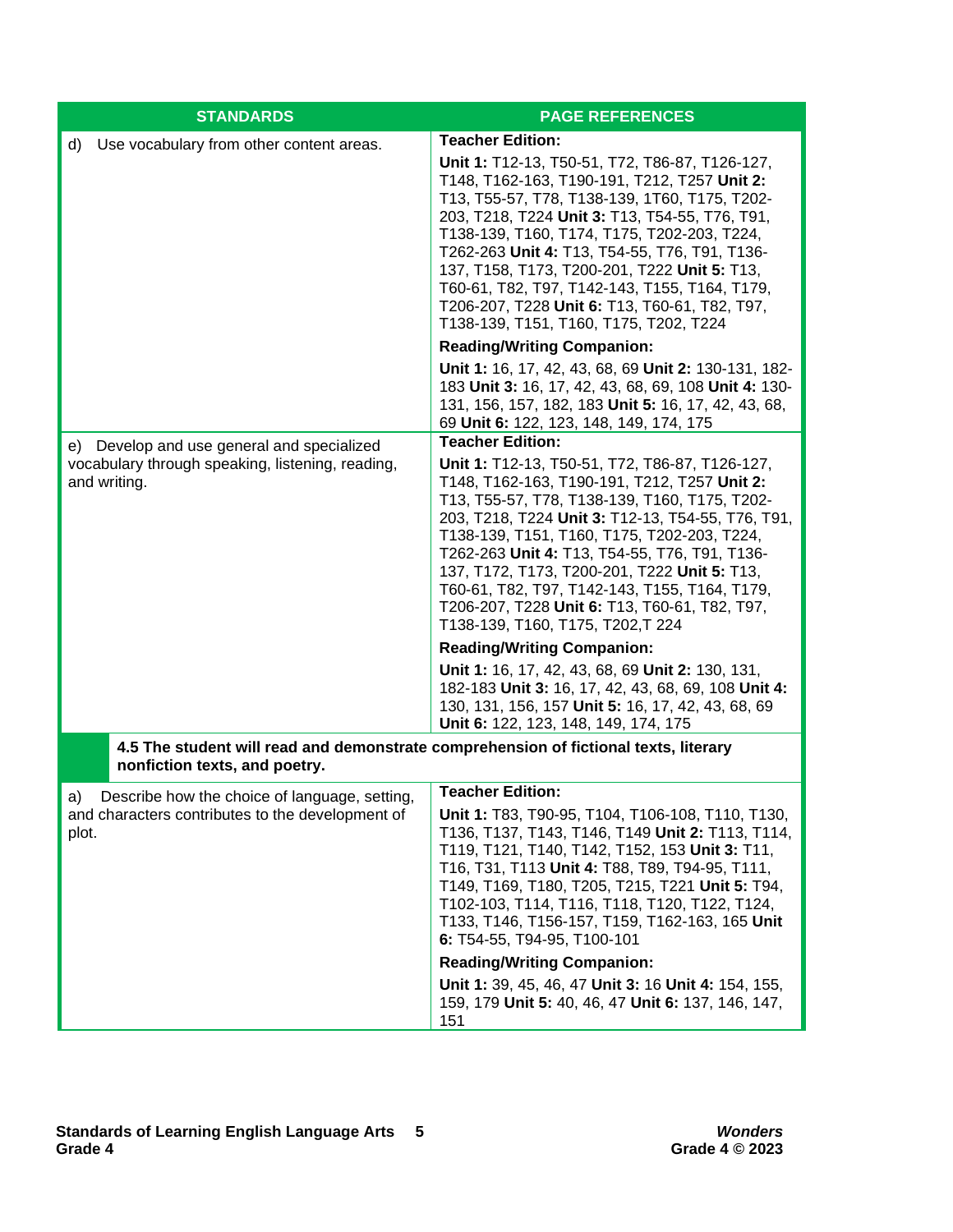| STANDARDS | PAGE REFERENCES |
|---|---|
| d) Use vocabulary from other content areas. | **Teacher Edition:**<br>**Unit 1:** T12-13, T50-51, T72, T86-87, T126-127, T148, T162-163, T190-191, T212, T257 **Unit 2:** T13, T55-57, T78, T138-139, 1T60, T175, T202-203, T218, T224 **Unit 3:** T13, T54-55, T76, T91, T138-139, T160, T174, T175, T202-203, T224, T262-263 **Unit 4:** T13, T54-55, T76, T91, T136-137, T158, T173, T200-201, T222 **Unit 5:** T13, T60-61, T82, T97, T142-143, T155, T164, T179, T206-207, T228 **Unit 6:** T13, T60-61, T82, T97, T138-139, T151, T160, T175, T202, T224<br>**Reading/Writing Companion:**<br>**Unit 1:** 16, 17, 42, 43, 68, 69 **Unit 2:** 130-131, 182-183 **Unit 3:** 16, 17, 42, 43, 68, 69, 108 **Unit 4:** 130-131, 156, 157, 182, 183 **Unit 5:** 16, 17, 42, 43, 68, 69 **Unit 6:** 122, 123, 148, 149, 174, 175 |
| e) Develop and use general and specialized vocabulary through speaking, listening, reading, and writing. | **Teacher Edition:**<br>**Unit 1:** T12-13, T50-51, T72, T86-87, T126-127, T148, T162-163, T190-191, T212, T257 **Unit 2:** T13, T55-57, T78, T138-139, T160, T175, T202-203, T218, T224 **Unit 3:** T12-13, T54-55, T76, T91, T138-139, T151, T160, T175, T202-203, T224, T262-263 **Unit 4:** T13, T54-55, T76, T91, T136-137, T172, T173, T200-201, T222 **Unit 5:** T13, T60-61, T82, T97, T142-143, T155, T164, T179, T206-207, T228 **Unit 6:** T13, T60-61, T82, T97, T138-139, T160, T175, T202,T 224<br>**Reading/Writing Companion:**<br>**Unit 1:** 16, 17, 42, 43, 68, 69 **Unit 2:** 130, 131, 182-183 **Unit 3:** 16, 17, 42, 43, 68, 69, 108 **Unit 4:** 130, 131, 156, 157 **Unit 5:** 16, 17, 42, 43, 68, 69 **Unit 6:** 122, 123, 148, 149, 174, 175 |
| **4.5 The student will read and demonstrate comprehension of fictional texts, literary nonfiction texts, and poetry.** | |
| a) Describe how the choice of language, setting, and characters contributes to the development of plot. | **Teacher Edition:**<br>**Unit 1:** T83, T90-95, T104, T106-108, T110, T130, T136, T137, T143, T146, T149 **Unit 2:** T113, T114, T119, T121, T140, T142, T152, 153 **Unit 3:** T11, T16, T31, T113 **Unit 4:** T88, T89, T94-95, T111, T149, T169, T180, T205, T215, T221 **Unit 5:** T94, T102-103, T114, T116, T118, T120, T122, T124, T133, T146, T156-157, T159, T162-163, 165 **Unit 6:** T54-55, T94-95, T100-101<br>**Reading/Writing Companion:**<br>**Unit 1:** 39, 45, 46, 47 **Unit 3:** 16 **Unit 4:** 154, 155, 159, 179 **Unit 5:** 40, 46, 47 **Unit 6:** 137, 146, 147, 151 |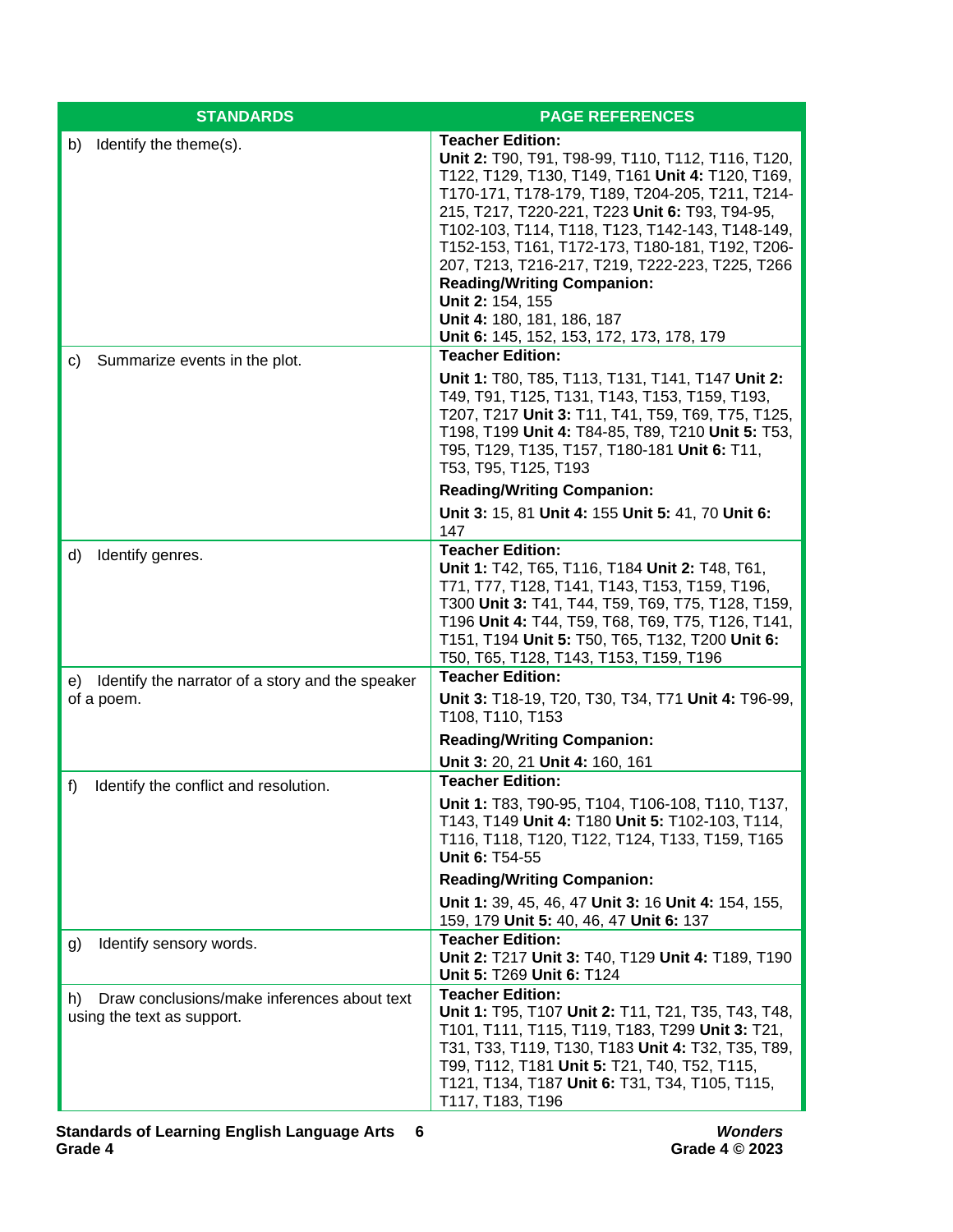| STANDARDS | PAGE REFERENCES |
|---|---|
| b) Identify the theme(s). | **Teacher Edition:**<br>**Unit 2:** T90, T91, T98-99, T110, T112, T116, T120, T122, T129, T130, T149, T161 **Unit 4:** T120, T169, T170-171, T178-179, T189, T204-205, T211, T214-215, T217, T220-221, T223 **Unit 6:** T93, T94-95, T102-103, T114, T118, T123, T142-143, T148-149, T152-153, T161, T172-173, T180-181, T192, T206-207, T213, T216-217, T219, T222-223, T225, T266<br>**Reading/Writing Companion:**<br>**Unit 2:** 154, 155<br>**Unit 4:** 180, 181, 186, 187<br>**Unit 6:** 145, 152, 153, 172, 173, 178, 179 |
| c) Summarize events in the plot. | **Teacher Edition:**<br>**Unit 1:** T80, T85, T113, T131, T141, T147 **Unit 2:** T49, T91, T125, T131, T143, T153, T159, T193, T207, T217 **Unit 3:** T11, T41, T59, T69, T75, T125, T198, T199 **Unit 4:** T84-85, T89, T210 **Unit 5:** T53, T95, T129, T135, T157, T180-181 **Unit 6:** T11, T53, T95, T125, T193<br>**Reading/Writing Companion:**<br>**Unit 3:** 15, 81 **Unit 4:** 155 **Unit 5:** 41, 70 **Unit 6:** 147 |
| d) Identify genres. | **Teacher Edition:**<br>**Unit 1:** T42, T65, T116, T184 **Unit 2:** T48, T61, T71, T77, T128, T141, T143, T153, T159, T196, T300 **Unit 3:** T41, T44, T59, T69, T75, T128, T159, T196 **Unit 4:** T44, T59, T68, T69, T75, T126, T141, T151, T194 **Unit 5:** T50, T65, T132, T200 **Unit 6:** T50, T65, T128, T143, T153, T159, T196 |
| e) Identify the narrator of a story and the speaker of a poem. | **Teacher Edition:**<br>**Unit 3:** T18-19, T20, T30, T34, T71 **Unit 4:** T96-99, T108, T110, T153<br>**Reading/Writing Companion:**<br>**Unit 3:** 20, 21 **Unit 4:** 160, 161 |
| f) Identify the conflict and resolution. | **Teacher Edition:**<br>**Unit 1:** T83, T90-95, T104, T106-108, T110, T137, T143, T149 **Unit 4:** T180 **Unit 5:** T102-103, T114, T116, T118, T120, T122, T124, T133, T159, T165 **Unit 6:** T54-55<br>**Reading/Writing Companion:**<br>**Unit 1:** 39, 45, 46, 47 **Unit 3:** 16 **Unit 4:** 154, 155, 159, 179 **Unit 5:** 40, 46, 47 **Unit 6:** 137 |
| g) Identify sensory words. | **Teacher Edition:**<br>**Unit 2:** T217 **Unit 3:** T40, T129 **Unit 4:** T189, T190 **Unit 5:** T269 **Unit 6:** T124 |
| h) Draw conclusions/make inferences about text using the text as support. | **Teacher Edition:**<br>**Unit 1:** T95, T107 **Unit 2:** T11, T21, T35, T43, T48, T101, T111, T115, T119, T183, T299 **Unit 3:** T21, T31, T33, T119, T130, T183 **Unit 4:** T32, T35, T89, T99, T112, T181 **Unit 5:** T21, T40, T52, T115, T121, T134, T187 **Unit 6:** T31, T34, T105, T115, T117, T183, T196 |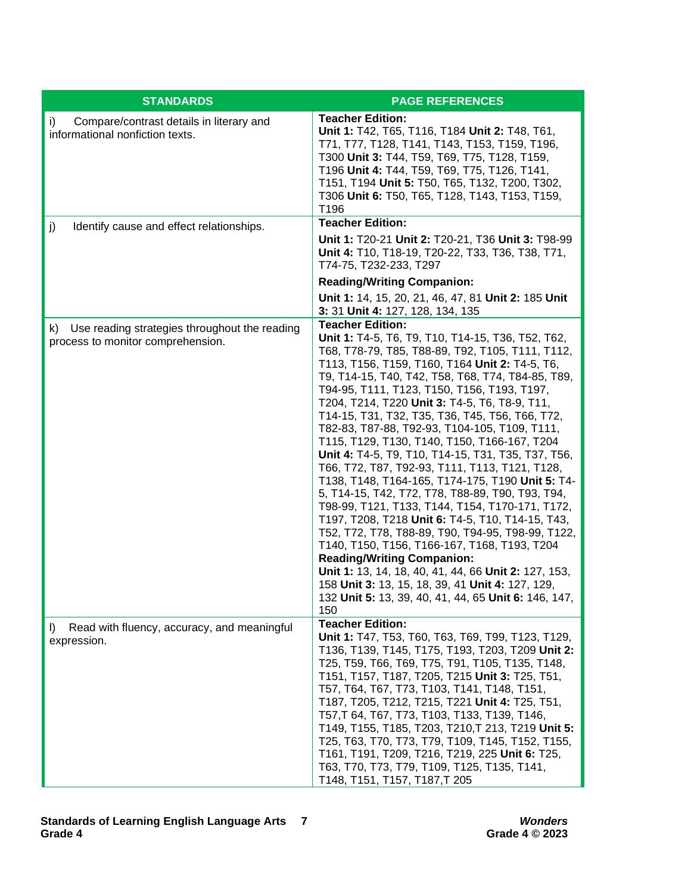| STANDARDS | PAGE REFERENCES |
|---|---|
| i) Compare/contrast details in literary and informational nonfiction texts. | **Teacher Edition:** **Unit 1:** T42, T65, T116, T184 **Unit 2:** T48, T61, T71, T77, T128, T141, T143, T153, T159, T196, T300 **Unit 3:** T44, T59, T69, T75, T128, T159, T196 **Unit 4:** T44, T59, T69, T75, T126, T141, T151, T194 **Unit 5:** T50, T65, T132, T200, T302, T306 **Unit 6:** T50, T65, T128, T143, T153, T159, T196 |
| j) Identify cause and effect relationships. | **Teacher Edition:** **Unit 1:** T20-21 **Unit 2:** T20-21, T36 **Unit 3:** T98-99 **Unit 4:** T10, T18-19, T20-22, T33, T36, T38, T71, T74-75, T232-233, T297 **Reading/Writing Companion:** **Unit 1:** 14, 15, 20, 21, 46, 47, 81 **Unit 2:** 185 **Unit 3:** 31 **Unit 4:** 127, 128, 134, 135 |
| k) Use reading strategies throughout the reading process to monitor comprehension. | **Teacher Edition:** **Unit 1:** T4-5, T6, T9, T10, T14-15, T36, T52, T62, T68, T78-79, T85, T88-89, T92, T105, T111, T112, T113, T156, T159, T160, T164 **Unit 2:** T4-5, T6, T9, T14-15, T40, T42, T58, T68, T74, T84-85, T89, T94-95, T111, T123, T150, T156, T193, T197, T204, T214, T220 **Unit 3:** T4-5, T6, T8-9, T11, T14-15, T31, T32, T35, T36, T45, T56, T66, T72, T82-83, T87-88, T92-93, T104-105, T109, T111, T115, T129, T130, T140, T150, T166-167, T204 **Unit 4:** T4-5, T9, T10, T14-15, T31, T35, T37, T56, T66, T72, T87, T92-93, T111, T113, T121, T128, T138, T148, T164-165, T174-175, T190 **Unit 5:** T4-5, T14-15, T42, T72, T78, T88-89, T90, T93, T94, T98-99, T121, T133, T144, T154, T170-171, T172, T197, T208, T218 **Unit 6:** T4-5, T10, T14-15, T43, T52, T72, T78, T88-89, T90, T94-95, T98-99, T122, T140, T150, T156, T166-167, T168, T193, T204 **Reading/Writing Companion:** **Unit 1:** 13, 14, 18, 40, 41, 44, 66 **Unit 2:** 127, 153, 158 **Unit 3:** 13, 15, 18, 39, 41 **Unit 4:** 127, 129, 132 **Unit 5:** 13, 39, 40, 41, 44, 65 **Unit 6:** 146, 147, 150 |
| l) Read with fluency, accuracy, and meaningful expression. | **Teacher Edition:** **Unit 1:** T47, T53, T60, T63, T69, T99, T123, T129, T136, T139, T145, T175, T193, T203, T209 **Unit 2:** T25, T59, T66, T69, T75, T91, T105, T135, T148, T151, T157, T187, T205, T215 **Unit 3:** T25, T51, T57, T64, T67, T73, T103, T141, T148, T151, T187, T205, T212, T215, T221 **Unit 4:** T25, T51, T57,T 64, T67, T73, T103, T133, T139, T146, T149, T155, T185, T203, T210,T 213, T219 **Unit 5:** T25, T63, T70, T73, T79, T109, T145, T152, T155, T161, T191, T209, T216, T219, 225 **Unit 6:** T25, T63, T70, T73, T79, T109, T125, T135, T141, T148, T151, T157, T187,T 205 |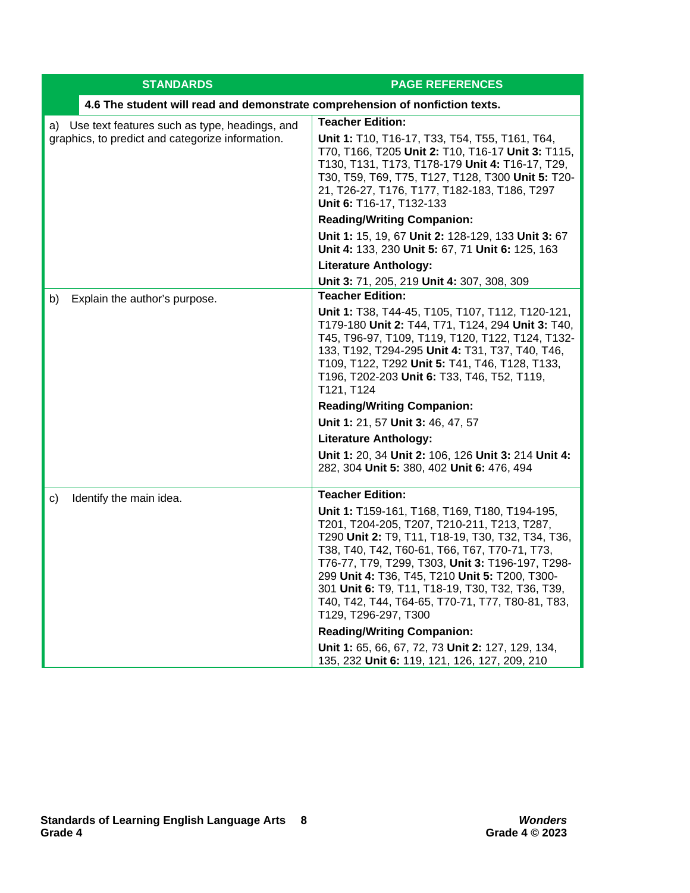| STANDARDS | PAGE REFERENCES |
|---|---|
| **4.6 The student will read and demonstrate comprehension of nonfiction texts.** | |
| a) Use text features such as type, headings, and graphics, to predict and categorize information. | **Teacher Edition:**<br>**Unit 1:** T10, T16-17, T33, T54, T55, T161, T64, T70, T166, T205 **Unit 2:** T10, T16-17 **Unit 3:** T115, T130, T131, T173, T178-179 **Unit 4:** T16-17, T29, T30, T59, T69, T75, T127, T128, T300 **Unit 5:** T20-21, T26-27, T176, T177, T182-183, T186, T297 **Unit 6:** T16-17, T132-133<br>**Reading/Writing Companion:**<br>**Unit 1:** 15, 19, 67 **Unit 2:** 128-129, 133 **Unit 3:** 67 **Unit 4:** 133, 230 **Unit 5:** 67, 71 **Unit 6:** 125, 163<br>**Literature Anthology:**<br>**Unit 3:** 71, 205, 219 **Unit 4:** 307, 308, 309 |
| b) Explain the author's purpose. | **Teacher Edition:**<br>**Unit 1:** T38, T44-45, T105, T107, T112, T120-121, T179-180 **Unit 2:** T44, T71, T124, 294 **Unit 3:** T40, T45, T96-97, T109, T119, T120, T122, T124, T132-133, T192, T294-295 **Unit 4:** T31, T37, T40, T46, T109, T122, T292 **Unit 5:** T41, T46, T128, T133, T196, T202-203 **Unit 6:** T33, T46, T52, T119, T121, T124<br>**Reading/Writing Companion:**<br>**Unit 1:** 21, 57 **Unit 3:** 46, 47, 57<br>**Literature Anthology:**<br>**Unit 1:** 20, 34 **Unit 2:** 106, 126 **Unit 3:** 214 **Unit 4:** 282, 304 **Unit 5:** 380, 402 **Unit 6:** 476, 494 |
| c) Identify the main idea. | **Teacher Edition:**<br>**Unit 1:** T159-161, T168, T169, T180, T194-195, T201, T204-205, T207, T210-211, T213, T287, T290 **Unit 2:** T9, T11, T18-19, T30, T32, T34, T36, T38, T40, T42, T60-61, T66, T67, T70-71, T73, T76-77, T79, T299, T303, **Unit 3:** T196-197, T298-299 **Unit 4:** T36, T45, T210 **Unit 5:** T200, T300-301 **Unit 6:** T9, T11, T18-19, T30, T32, T36, T39, T40, T42, T44, T64-65, T70-71, T77, T80-81, T83, T129, T296-297, T300<br>**Reading/Writing Companion:**<br>**Unit 1:** 65, 66, 67, 72, 73 **Unit 2:** 127, 129, 134, 135, 232 **Unit 6:** 119, 121, 126, 127, 209, 210 |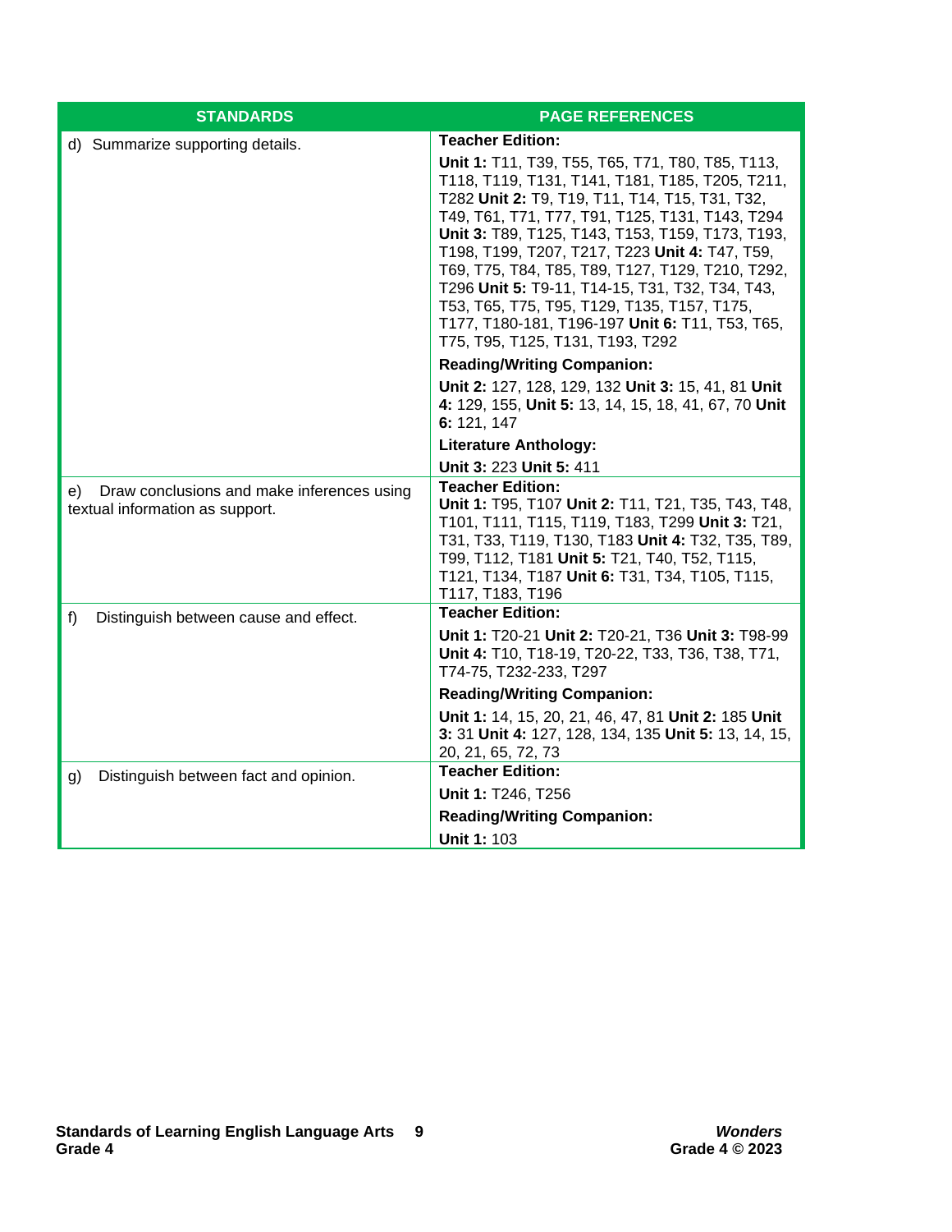| STANDARDS | PAGE REFERENCES |
|---|---|
| d) Summarize supporting details. | **Teacher Edition:**<br>**Unit 1:** T11, T39, T55, T65, T71, T80, T85, T113, T118, T119, T131, T141, T181, T185, T205, T211, T282 **Unit 2:** T9, T19, T11, T14, T15, T31, T32, T49, T61, T71, T77, T91, T125, T131, T143, T294 **Unit 3:** T89, T125, T143, T153, T159, T173, T193, T198, T199, T207, T217, T223 **Unit 4:** T47, T59, T69, T75, T84, T85, T89, T127, T129, T210, T292, T296 **Unit 5:** T9-11, T14-15, T31, T32, T34, T43, T53, T65, T75, T95, T129, T135, T157, T175, T177, T180-181, T196-197 **Unit 6:** T11, T53, T65, T75, T95, T125, T131, T193, T292<br>**Reading/Writing Companion:**<br>**Unit 2:** 127, 128, 129, 132 **Unit 3:** 15, 41, 81 **Unit 4:** 129, 155, **Unit 5:** 13, 14, 15, 18, 41, 67, 70 **Unit 6:** 121, 147<br>**Literature Anthology:**<br>**Unit 3:** 223 **Unit 5:** 411 |
| e) Draw conclusions and make inferences using textual information as support. | **Teacher Edition:**<br>**Unit 1:** T95, T107 **Unit 2:** T11, T21, T35, T43, T48, T101, T111, T115, T119, T183, T299 **Unit 3:** T21, T31, T33, T119, T130, T183 **Unit 4:** T32, T35, T89, T99, T112, T181 **Unit 5:** T21, T40, T52, T115, T121, T134, T187 **Unit 6:** T31, T34, T105, T115, T117, T183, T196 |
| f) Distinguish between cause and effect. | **Teacher Edition:**<br>**Unit 1:** T20-21 **Unit 2:** T20-21, T36 **Unit 3:** T98-99 **Unit 4:** T10, T18-19, T20-22, T33, T36, T38, T71, T74-75, T232-233, T297<br>**Reading/Writing Companion:**<br>**Unit 1:** 14, 15, 20, 21, 46, 47, 81 **Unit 2:** 185 **Unit 3:** 31 **Unit 4:** 127, 128, 134, 135 **Unit 5:** 13, 14, 15, 20, 21, 65, 72, 73 |
| g) Distinguish between fact and opinion. | **Teacher Edition:**<br>**Unit 1:** T246, T256<br>**Reading/Writing Companion:**<br>**Unit 1:** 103 |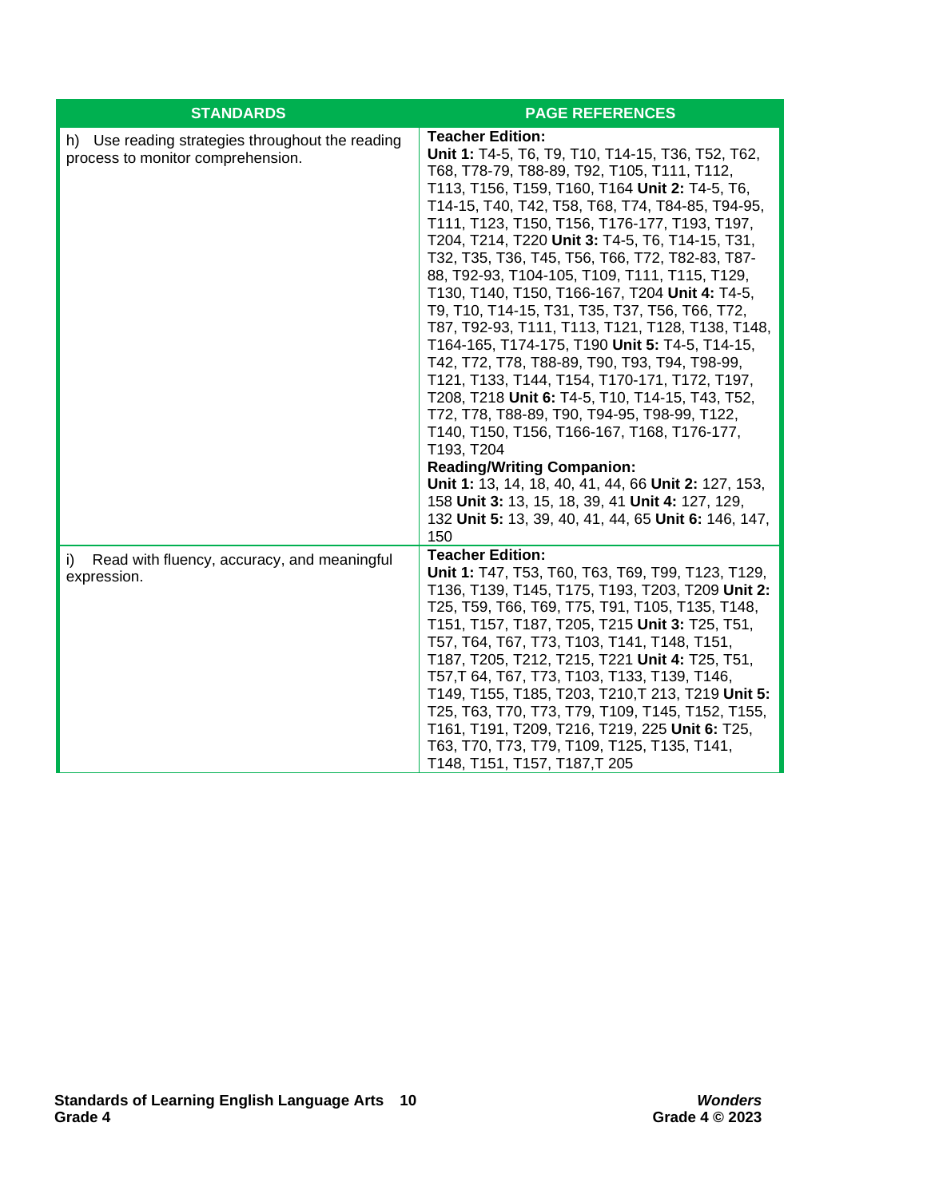| STANDARDS | PAGE REFERENCES |
|---|---|
| h) Use reading strategies throughout the reading process to monitor comprehension. | **Teacher Edition:** **Unit 1:** T4-5, T6, T9, T10, T14-15, T36, T52, T62, T68, T78-79, T88-89, T92, T105, T111, T112, T113, T156, T159, T160, T164 **Unit 2:** T4-5, T6, T14-15, T40, T42, T58, T68, T74, T84-85, T94-95, T111, T123, T150, T156, T176-177, T193, T197, T204, T214, T220 **Unit 3:** T4-5, T6, T14-15, T31, T32, T35, T36, T45, T56, T66, T72, T82-83, T87-88, T92-93, T104-105, T109, T111, T115, T129, T130, T140, T150, T166-167, T204 **Unit 4:** T4-5, T9, T10, T14-15, T31, T35, T37, T56, T66, T72, T87, T92-93, T111, T113, T121, T128, T138, T148, T164-165, T174-175, T190 **Unit 5:** T4-5, T14-15, T42, T72, T78, T88-89, T90, T93, T94, T98-99, T121, T133, T144, T154, T170-171, T172, T197, T208, T218 **Unit 6:** T4-5, T10, T14-15, T43, T52, T72, T78, T88-89, T90, T94-95, T98-99, T122, T140, T150, T156, T166-167, T168, T176-177, T193, T204 **Reading/Writing Companion:** **Unit 1:** 13, 14, 18, 40, 41, 44, 66 **Unit 2:** 127, 153, 158 **Unit 3:** 13, 15, 18, 39, 41 **Unit 4:** 127, 129, 132 **Unit 5:** 13, 39, 40, 41, 44, 65 **Unit 6:** 146, 147, 150 |
| i) Read with fluency, accuracy, and meaningful expression. | **Teacher Edition:** **Unit 1:** T47, T53, T60, T63, T69, T99, T123, T129, T136, T139, T145, T175, T193, T203, T209 **Unit 2:** T25, T59, T66, T69, T75, T91, T105, T135, T148, T151, T157, T187, T205, T215 **Unit 3:** T25, T51, T57, T64, T67, T73, T103, T141, T148, T151, T187, T205, T212, T215, T221 **Unit 4:** T25, T51, T57,T 64, T67, T73, T103, T133, T139, T146, T149, T155, T185, T203, T210,T 213, T219 **Unit 5:** T25, T63, T70, T73, T79, T109, T145, T152, T155, T161, T191, T209, T216, T219, 225 **Unit 6:** T25, T63, T70, T73, T79, T109, T125, T135, T141, T148, T151, T157, T187,T 205 |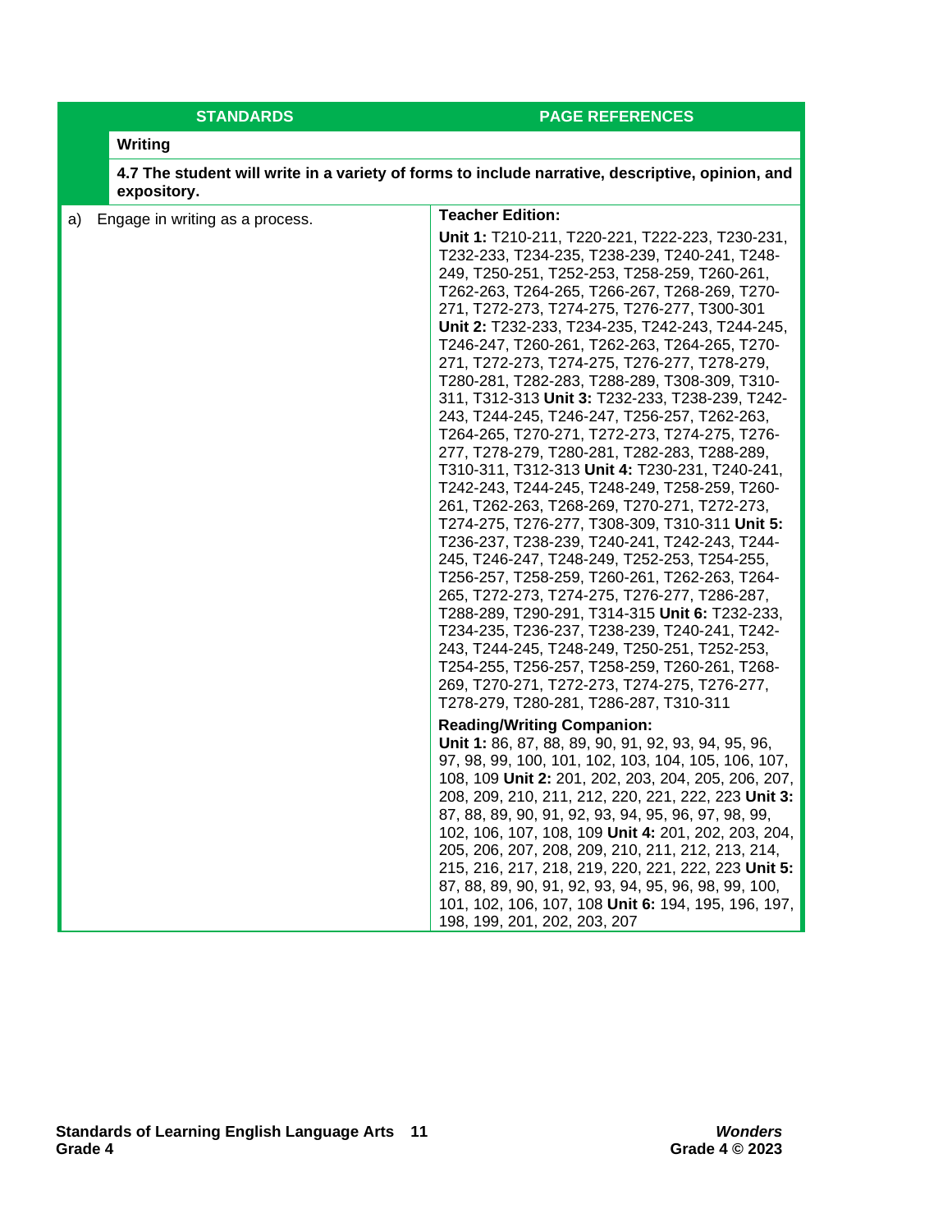| STANDARDS | PAGE REFERENCES |
|---|---|
| **Writing** | |
| **4.7 The student will write in a variety of forms to include narrative, descriptive, opinion, and expository.** | |
| a) Engage in writing as a process. | **Teacher Edition:**<br>**Unit 1:** T210-211, T220-221, T222-223, T230-231, T232-233, T234-235, T238-239, T240-241, T248-249, T250-251, T252-253, T258-259, T260-261, T262-263, T264-265, T266-267, T268-269, T270-271, T272-273, T274-275, T276-277, T300-301 **Unit 2:** T232-233, T234-235, T242-243, T244-245, T246-247, T260-261, T262-263, T264-265, T270-271, T272-273, T274-275, T276-277, T278-279, T280-281, T282-283, T288-289, T308-309, T310-311, T312-313 **Unit 3:** T232-233, T238-239, T242-243, T244-245, T246-247, T256-257, T262-263, T264-265, T270-271, T272-273, T274-275, T276-277, T278-279, T280-281, T282-283, T288-289, T310-311, T312-313 **Unit 4:** T230-231, T240-241, T242-243, T244-245, T248-249, T258-259, T260-261, T262-263, T268-269, T270-271, T272-273, T274-275, T276-277, T308-309, T310-311 **Unit 5:** T236-237, T238-239, T240-241, T242-243, T244-245, T246-247, T248-249, T252-253, T254-255, T256-257, T258-259, T260-261, T262-263, T264-265, T272-273, T274-275, T276-277, T286-287, T288-289, T290-291, T314-315 **Unit 6:** T232-233, T234-235, T236-237, T238-239, T240-241, T242-243, T244-245, T248-249, T250-251, T252-253, T254-255, T256-257, T258-259, T260-261, T268-269, T270-271, T272-273, T274-275, T276-277, T278-279, T280-281, T286-287, T310-311<br>**Reading/Writing Companion:**<br>**Unit 1:** 86, 87, 88, 89, 90, 91, 92, 93, 94, 95, 96, 97, 98, 99, 100, 101, 102, 103, 104, 105, 106, 107, 108, 109 **Unit 2:** 201, 202, 203, 204, 205, 206, 207, 208, 209, 210, 211, 212, 220, 221, 222, 223 **Unit 3:** 87, 88, 89, 90, 91, 92, 93, 94, 95, 96, 97, 98, 99, 102, 106, 107, 108, 109 **Unit 4:** 201, 202, 203, 204, 205, 206, 207, 208, 209, 210, 211, 212, 213, 214, 215, 216, 217, 218, 219, 220, 221, 222, 223 **Unit 5:** 87, 88, 89, 90, 91, 92, 93, 94, 95, 96, 98, 99, 100, 101, 102, 106, 107, 108 **Unit 6:** 194, 195, 196, 197, 198, 199, 201, 202, 203, 207 |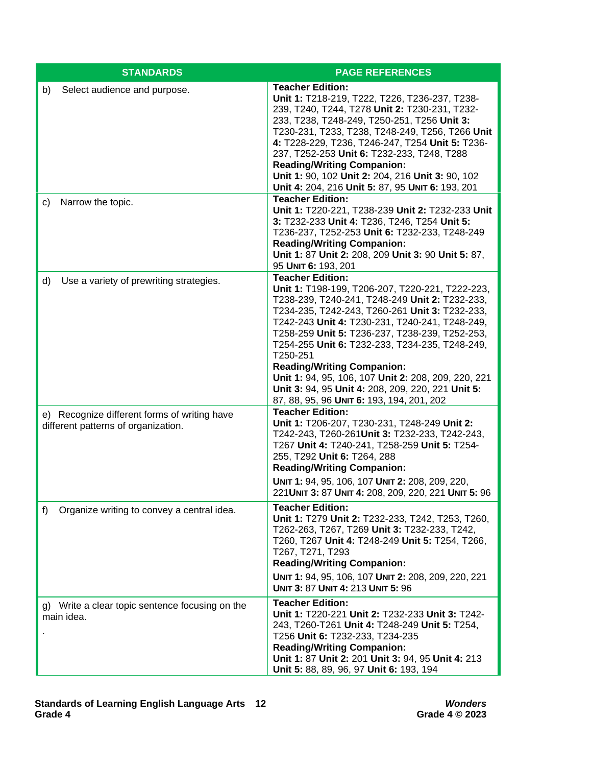| STANDARDS | PAGE REFERENCES |
|---|---|
| b) Select audience and purpose. | **Teacher Edition:** **Unit 1:** T218-219, T222, T226, T236-237, T238-239, T240, T244, T278 **Unit 2:** T230-231, T232-233, T238, T248-249, T250-251, T256 **Unit 3:** T230-231, T233, T238, T248-249, T256, T266 **Unit 4:** T228-229, T236, T246-247, T254 **Unit 5:** T236-237, T252-253 **Unit 6:** T232-233, T248, T288 **Reading/Writing Companion:** **Unit 1:** 90, 102 **Unit 2:** 204, 216 **Unit 3:** 90, 102 **Unit 4:** 204, 216 **Unit 5:** 87, 95 **Unit 6:** 193, 201 |
| c) Narrow the topic. | **Teacher Edition:** **Unit 1:** T220-221, T238-239 **Unit 2:** T232-233 **Unit 3:** T232-233 **Unit 4:** T236, T246, T254 **Unit 5:** T236-237, T252-253 **Unit 6:** T232-233, T248-249 **Reading/Writing Companion:** **Unit 1:** 87 **Unit 2:** 208, 209 **Unit 3:** 90 **Unit 5:** 87, 95 **Unit 6:** 193, 201 |
| d) Use a variety of prewriting strategies. | **Teacher Edition:** **Unit 1:** T198-199, T206-207, T220-221, T222-223, T238-239, T240-241, T248-249 **Unit 2:** T232-233, T234-235, T242-243, T260-261 **Unit 3:** T232-233, T242-243 **Unit 4:** T230-231, T240-241, T248-249, T258-259 **Unit 5:** T236-237, T238-239, T252-253, T254-255 **Unit 6:** T232-233, T234-235, T248-249, T250-251 **Reading/Writing Companion:** **Unit 1:** 94, 95, 106, 107 **Unit 2:** 208, 209, 220, 221 **Unit 3:** 94, 95 **Unit 4:** 208, 209, 220, 221 **Unit 5:** 87, 88, 95, 96 **Unit 6:** 193, 194, 201, 202 |
| e) Recognize different forms of writing have different patterns of organization. | **Teacher Edition:** **Unit 1:** T206-207, T230-231, T248-249 **Unit 2:** T242-243, T260-261**Unit 3:** T232-233, T242-243, T267 **Unit 4:** T240-241, T258-259 **Unit 5:** T254-255, T292 **Unit 6:** T264, 288 **Reading/Writing Companion:** **Unit 1:** 94, 95, 106, 107 **Unit 2:** 208, 209, 220, 221**Unit 3:** 87 **Unit 4:** 208, 209, 220, 221 **Unit 5:** 96 |
| f) Organize writing to convey a central idea. | **Teacher Edition:** **Unit 1:** T279 **Unit 2:** T232-233, T242, T253, T260, T262-263, T267, T269 **Unit 3:** T232-233, T242, T260, T267 **Unit 4:** T248-249 **Unit 5:** T254, T266, T267, T271, T293 **Reading/Writing Companion:** **Unit 1:** 94, 95, 106, 107 **Unit 2:** 208, 209, 220, 221 **Unit 3:** 87 **Unit 4:** 213 **Unit 5:** 96 |
| g) Write a clear topic sentence focusing on the main idea. . | **Teacher Edition:** **Unit 1:** T220-221 **Unit 2:** T232-233 **Unit 3:** T242-243, T260-T261 **Unit 4:** T248-249 **Unit 5:** T254, T256 **Unit 6:** T232-233, T234-235 **Reading/Writing Companion:** **Unit 1:** 87 **Unit 2:** 201 **Unit 3:** 94, 95 **Unit 4:** 213 **Unit 5:** 88, 89, 96, 97 **Unit 6:** 193, 194 |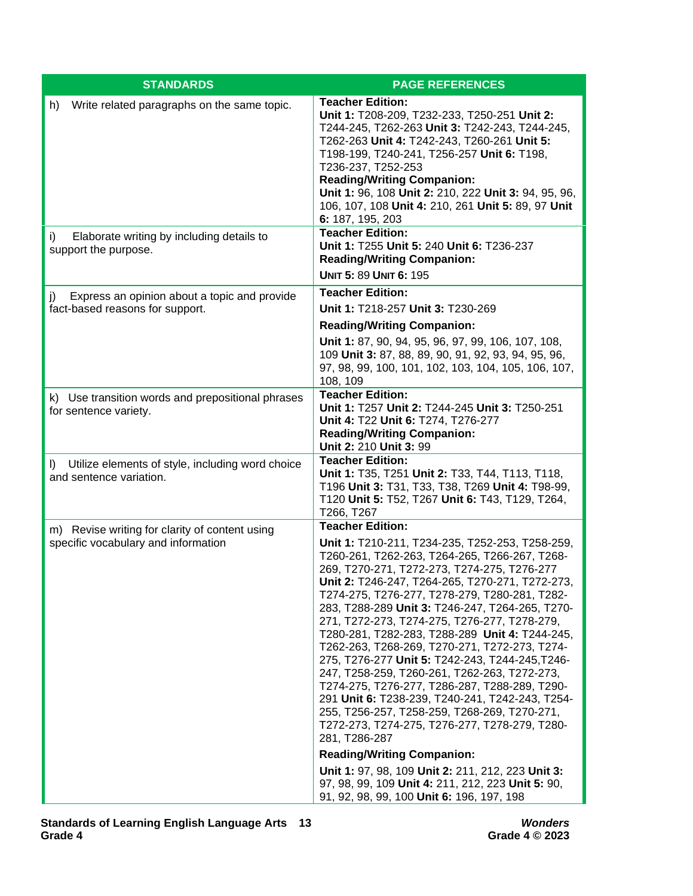| STANDARDS | PAGE REFERENCES |
|---|---|
| h) Write related paragraphs on the same topic. | **Teacher Edition:** **Unit 1:** T208-209, T232-233, T250-251 **Unit 2:** T244-245, T262-263 **Unit 3:** T242-243, T244-245, T262-263 **Unit 4:** T242-243, T260-261 **Unit 5:** T198-199, T240-241, T256-257 **Unit 6:** T198, T236-237, T252-253 **Reading/Writing Companion:** **Unit 1:** 96, 108 **Unit 2:** 210, 222 **Unit 3:** 94, 95, 96, 106, 107, 108 **Unit 4:** 210, 261 **Unit 5:** 89, 97 **Unit 6:** 187, 195, 203 |
| i) Elaborate writing by including details to support the purpose. | **Teacher Edition:** **Unit 1:** T255 **Unit 5:** 240 **Unit 6:** T236-237 **Reading/Writing Companion:** **Unit 5:** 89 **Unit 6:** 195 |
| j) Express an opinion about a topic and provide fact-based reasons for support. | **Teacher Edition:** **Unit 1:** T218-257 **Unit 3:** T230-269 **Reading/Writing Companion:** **Unit 1:** 87, 90, 94, 95, 96, 97, 99, 106, 107, 108, 109 **Unit 3:** 87, 88, 89, 90, 91, 92, 93, 94, 95, 96, 97, 98, 99, 100, 101, 102, 103, 104, 105, 106, 107, 108, 109 |
| k) Use transition words and prepositional phrases for sentence variety. | **Teacher Edition:** **Unit 1:** T257 **Unit 2:** T244-245 **Unit 3:** T250-251 **Unit 4:** T22 **Unit 6:** T274, T276-277 **Reading/Writing Companion:** **Unit 2:** 210 **Unit 3:** 99 |
| l) Utilize elements of style, including word choice and sentence variation. | **Teacher Edition:** **Unit 1:** T35, T251 **Unit 2:** T33, T44, T113, T118, T196 **Unit 3:** T31, T33, T38, T269 **Unit 4:** T98-99, T120 **Unit 5:** T52, T267 **Unit 6:** T43, T129, T264, T266, T267 |
| m) Revise writing for clarity of content using specific vocabulary and information | **Teacher Edition:** **Unit 1:** T210-211, T234-235, T252-253, T258-259, T260-261, T262-263, T264-265, T266-267, T268-269, T270-271, T272-273, T274-275, T276-277 **Unit 2:** T246-247, T264-265, T270-271, T272-273, T274-275, T276-277, T278-279, T280-281, T282-283, T288-289 **Unit 3:** T246-247, T264-265, T270-271, T272-273, T274-275, T276-277, T278-279, T280-281, T282-283, T288-289 **Unit 4:** T244-245, T262-263, T268-269, T270-271, T272-273, T274-275, T276-277 **Unit 5:** T242-243, T244-245,T246-247, T258-259, T260-261, T262-263, T272-273, T274-275, T276-277, T286-287, T288-289, T290-291 **Unit 6:** T238-239, T240-241, T242-243, T254-255, T256-257, T258-259, T268-269, T270-271, T272-273, T274-275, T276-277, T278-279, T280-281, T286-287 **Reading/Writing Companion:** **Unit 1:** 97, 98, 109 **Unit 2:** 211, 212, 223 **Unit 3:** 97, 98, 99, 109 **Unit 4:** 211, 212, 223 **Unit 5:** 90, 91, 92, 98, 99, 100 **Unit 6:** 196, 197, 198 |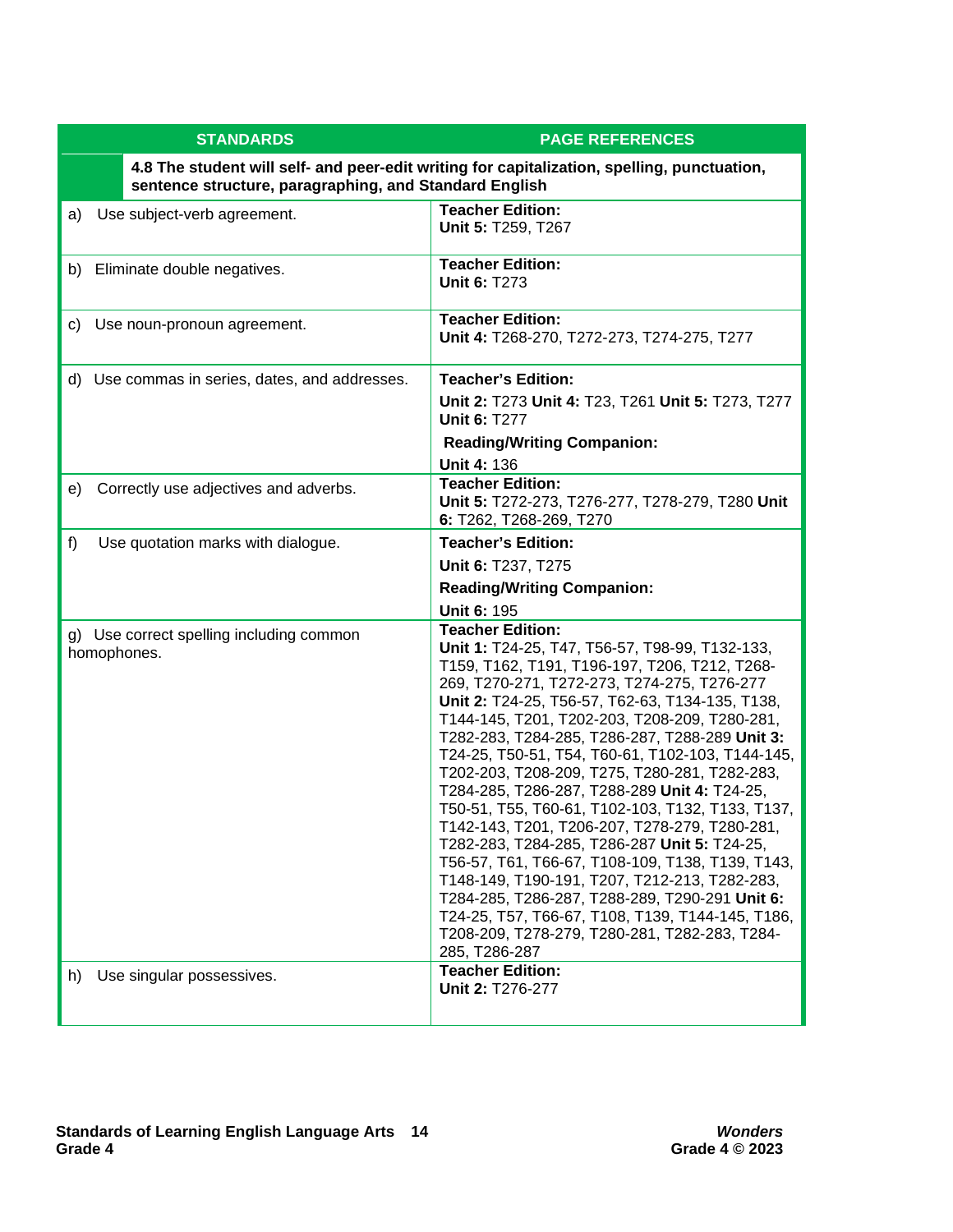| STANDARDS | PAGE REFERENCES |
|---|---|
| **4.8 The student will self- and peer-edit writing for capitalization, spelling, punctuation, sentence structure, paragraphing, and Standard English** | |
| a) Use subject-verb agreement. | **Teacher Edition:** **Unit 5:** T259, T267 |
| b) Eliminate double negatives. | **Teacher Edition:** **Unit 6:** T273 |
| c) Use noun-pronoun agreement. | **Teacher Edition:** **Unit 4:** T268-270, T272-273, T274-275, T277 |
| d) Use commas in series, dates, and addresses. | **Teacher's Edition:** **Unit 2:** T273 **Unit 4:** T23, T261 **Unit 5:** T273, T277 **Unit 6:** T277 **Reading/Writing Companion:** **Unit 4:** 136 |
| e) Correctly use adjectives and adverbs. | **Teacher Edition:** **Unit 5:** T272-273, T276-277, T278-279, T280 **Unit 6:** T262, T268-269, T270 |
| f) Use quotation marks with dialogue. | **Teacher's Edition:** **Unit 6:** T237, T275 **Reading/Writing Companion:** **Unit 6:** 195 |
| g) Use correct spelling including common homophones. | **Teacher Edition:** **Unit 1:** T24-25, T47, T56-57, T98-99, T132-133, T159, T162, T191, T196-197, T206, T212, T268-269, T270-271, T272-273, T274-275, T276-277 **Unit 2:** T24-25, T56-57, T62-63, T134-135, T138, T144-145, T201, T202-203, T208-209, T280-281, T282-283, T284-285, T286-287, T288-289 **Unit 3:** T24-25, T50-51, T54, T60-61, T102-103, T144-145, T202-203, T208-209, T275, T280-281, T282-283, T284-285, T286-287, T288-289 **Unit 4:** T24-25, T50-51, T55, T60-61, T102-103, T132, T133, T137, T142-143, T201, T206-207, T278-279, T280-281, T282-283, T284-285, T286-287 **Unit 5:** T24-25, T56-57, T61, T66-67, T108-109, T138, T139, T143, T148-149, T190-191, T207, T212-213, T282-283, T284-285, T286-287, T288-289, T290-291 **Unit 6:** T24-25, T57, T66-67, T108, T139, T144-145, T186, T208-209, T278-279, T280-281, T282-283, T284-285, T286-287 |
| h) Use singular possessives. | **Teacher Edition:** **Unit 2:** T276-277 |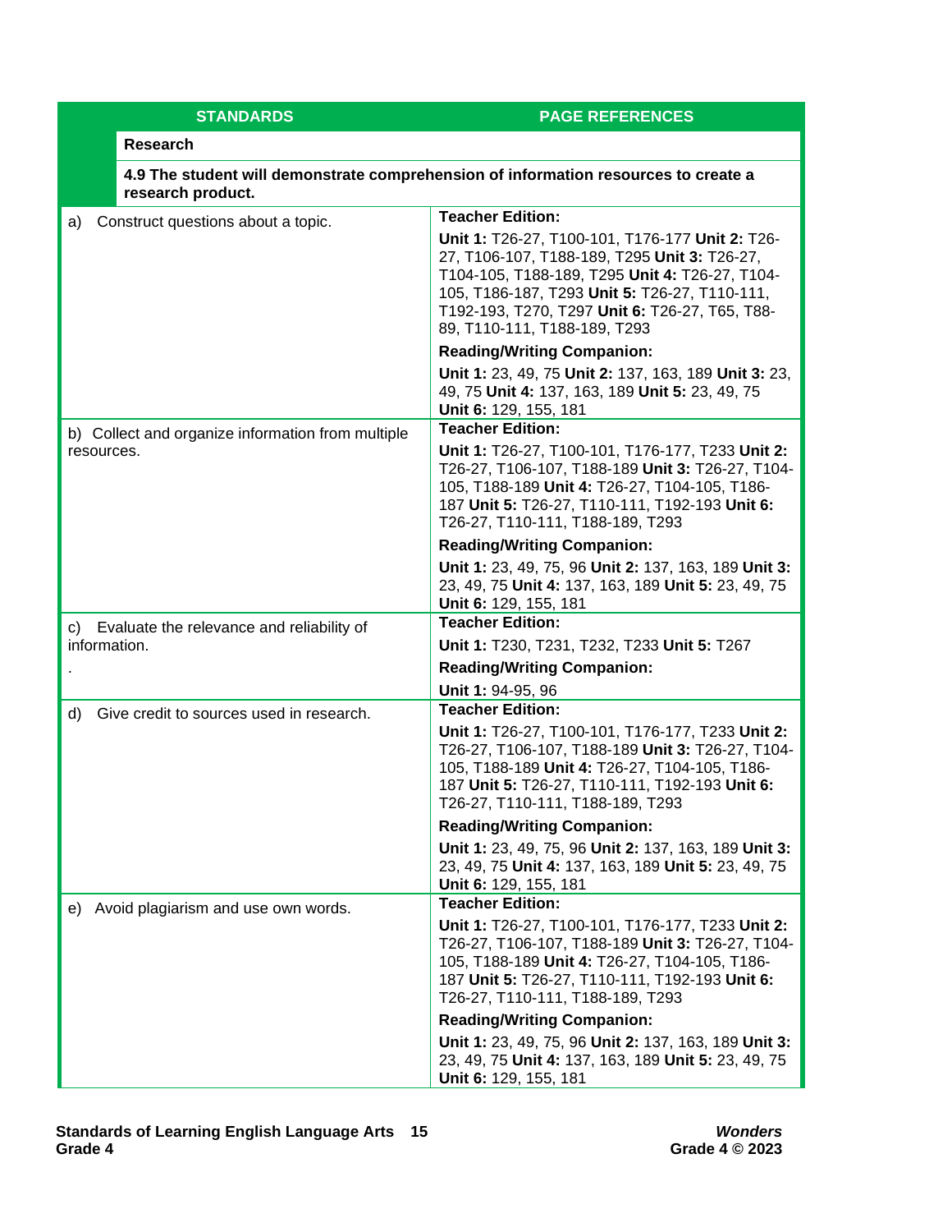| STANDARDS | PAGE REFERENCES |
|---|---|
| **Research** | |
| **4.9 The student will demonstrate comprehension of information resources to create a research product.** | |
| a) Construct questions about a topic. | **Teacher Edition:** **Unit 1:** T26-27, T100-101, T176-177 **Unit 2:** T26-27, T106-107, T188-189, T295 **Unit 3:** T26-27, T104-105, T188-189, T295 **Unit 4:** T26-27, T104-105, T186-187, T293 **Unit 5:** T26-27, T110-111, T192-193, T270, T297 **Unit 6:** T26-27, T65, T88-89, T110-111, T188-189, T293 **Reading/Writing Companion:** **Unit 1:** 23, 49, 75 **Unit 2:** 137, 163, 189 **Unit 3:** 23, 49, 75 **Unit 4:** 137, 163, 189 **Unit 5:** 23, 49, 75 **Unit 6:** 129, 155, 181 |
| b) Collect and organize information from multiple resources. | **Teacher Edition:** **Unit 1:** T26-27, T100-101, T176-177, T233 **Unit 2:** T26-27, T106-107, T188-189 **Unit 3:** T26-27, T104-105, T188-189 **Unit 4:** T26-27, T104-105, T186-187 **Unit 5:** T26-27, T110-111, T192-193 **Unit 6:** T26-27, T110-111, T188-189, T293 **Reading/Writing Companion:** **Unit 1:** 23, 49, 75, 96 **Unit 2:** 137, 163, 189 **Unit 3:** 23, 49, 75 **Unit 4:** 137, 163, 189 **Unit 5:** 23, 49, 75 **Unit 6:** 129, 155, 181 |
| c) Evaluate the relevance and reliability of information. . | **Teacher Edition:** **Unit 1:** T230, T231, T232, T233 **Unit 5:** T267 **Reading/Writing Companion:** **Unit 1:** 94-95, 96 |
| d) Give credit to sources used in research. | **Teacher Edition:** **Unit 1:** T26-27, T100-101, T176-177, T233 **Unit 2:** T26-27, T106-107, T188-189 **Unit 3:** T26-27, T104-105, T188-189 **Unit 4:** T26-27, T104-105, T186-187 **Unit 5:** T26-27, T110-111, T192-193 **Unit 6:** T26-27, T110-111, T188-189, T293 **Reading/Writing Companion:** **Unit 1:** 23, 49, 75, 96 **Unit 2:** 137, 163, 189 **Unit 3:** 23, 49, 75 **Unit 4:** 137, 163, 189 **Unit 5:** 23, 49, 75 **Unit 6:** 129, 155, 181 |
| e) Avoid plagiarism and use own words. | **Teacher Edition:** **Unit 1:** T26-27, T100-101, T176-177, T233 **Unit 2:** T26-27, T106-107, T188-189 **Unit 3:** T26-27, T104-105, T188-189 **Unit 4:** T26-27, T104-105, T186-187 **Unit 5:** T26-27, T110-111, T192-193 **Unit 6:** T26-27, T110-111, T188-189, T293 **Reading/Writing Companion:** **Unit 1:** 23, 49, 75, 96 **Unit 2:** 137, 163, 189 **Unit 3:** 23, 49, 75 **Unit 4:** 137, 163, 189 **Unit 5:** 23, 49, 75 **Unit 6:** 129, 155, 181 |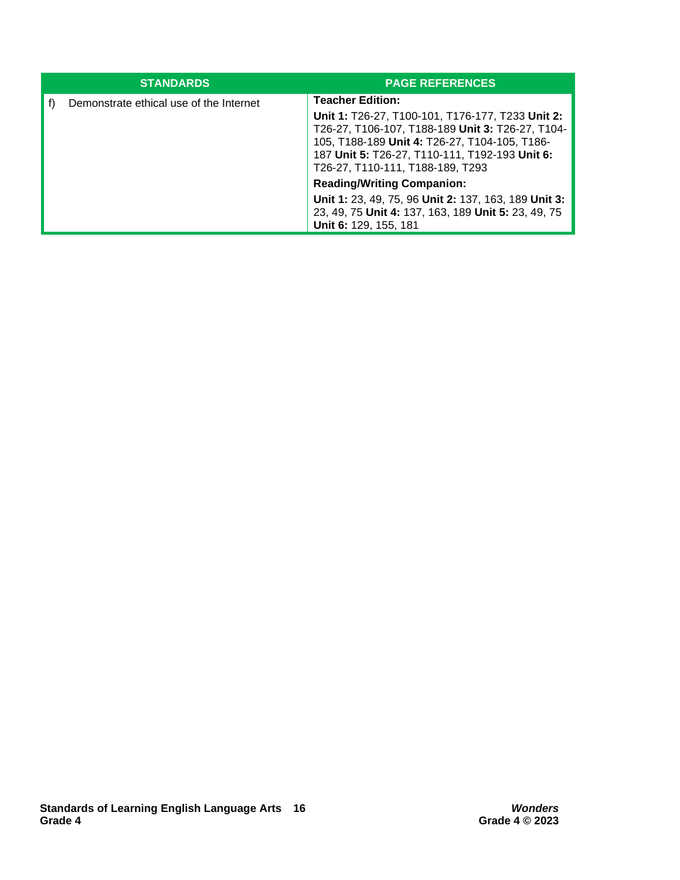| STANDARDS | PAGE REFERENCES |
|---|---|
| f) Demonstrate ethical use of the Internet | **Teacher Edition:**<br>**Unit 1:** T26-27, T100-101, T176-177, T233 **Unit 2:** T26-27, T106-107, T188-189 **Unit 3:** T26-27, T104-105, T188-189 **Unit 4:** T26-27, T104-105, T186-187 **Unit 5:** T26-27, T110-111, T192-193 **Unit 6:** T26-27, T110-111, T188-189, T293<br>**Reading/Writing Companion:**<br>**Unit 1:** 23, 49, 75, 96 **Unit 2:** 137, 163, 189 **Unit 3:** 23, 49, 75 **Unit 4:** 137, 163, 189 **Unit 5:** 23, 49, 75 **Unit 6:** 129, 155, 181 |